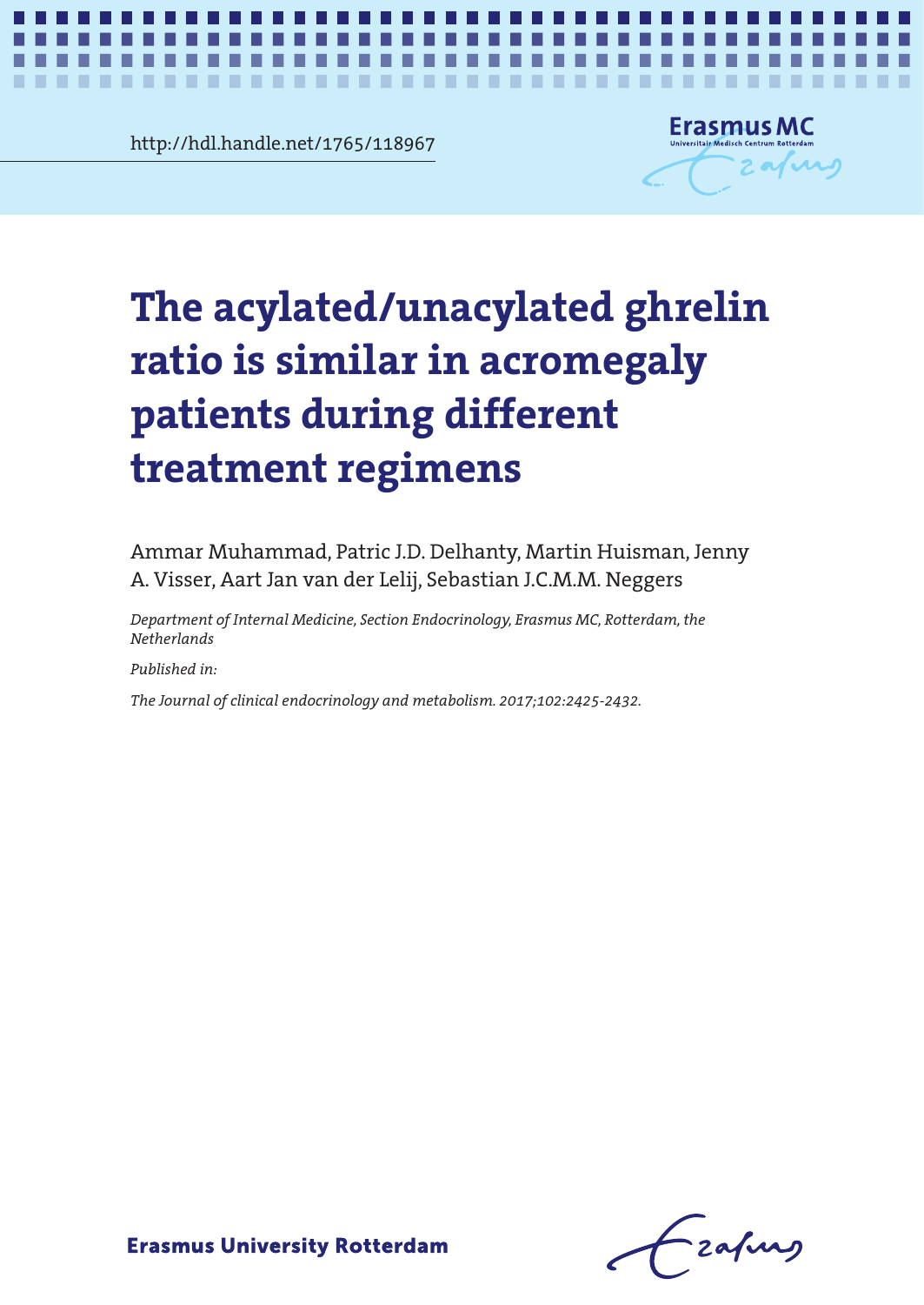http://hdl.handle.net/1765/118967

# The acylated/unacylated ghrelin ratio is similar in acromegaly patients during different treatment regimens

Ammar Muhammad, Patric J.D. Delhanty, Martin Huisman, Jenny A. Visser, Aart Jan van der Lelij, Sebastian J.C.M.M. Neggers

*Department of Internal Medicine, Section Endocrinology, Erasmus MC, Rotterdam, the Netherlands*

*Published in:*

*The Journal of clinical endocrinology and metabolism. 2017;102:2425-2432.*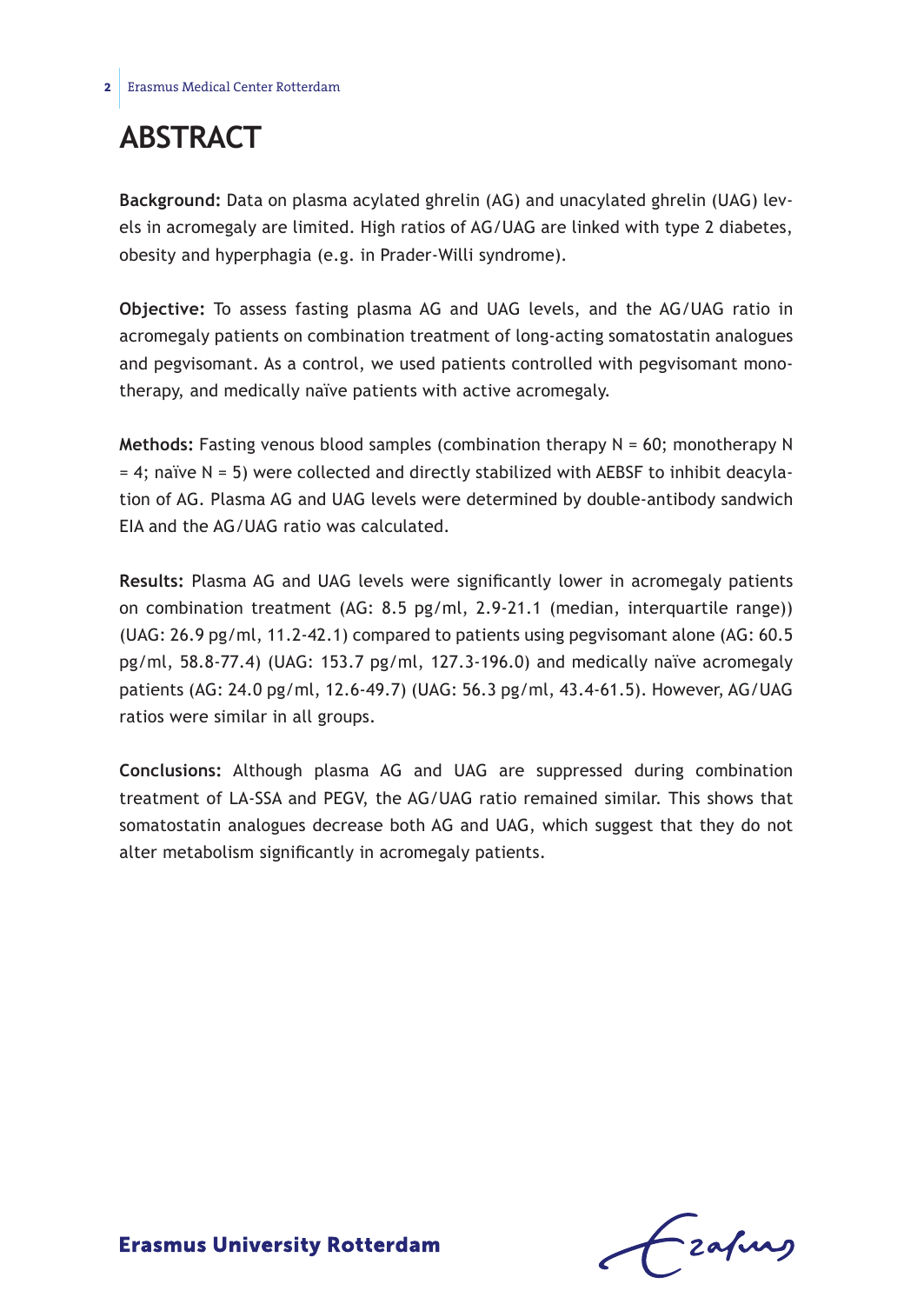# ABSTRACT

**Background:** Data on plasma acylated ghrelin (AG) and unacylated ghrelin (UAG) levels in acromegaly are limited. High ratios of AG/UAG are linked with type 2 diabetes, obesity and hyperphagia (e.g. in Prader-Willi syndrome).

**Objective:** To assess fasting plasma AG and UAG levels, and the AG/UAG ratio in acromegaly patients on combination treatment of long-acting somatostatin analogues and pegvisomant. As a control, we used patients controlled with pegvisomant monotherapy, and medically naïve patients with active acromegaly.

**Methods:** Fasting venous blood samples (combination therapy N = 60; monotherapy N = 4; naïve N = 5) were collected and directly stabilized with AEBSF to inhibit deacylation of AG. Plasma AG and UAG levels were determined by double-antibody sandwich EIA and the AG/UAG ratio was calculated.

**Results:** Plasma AG and UAG levels were significantly lower in acromegaly patients on combination treatment (AG: 8.5 pg/ml, 2.9-21.1 (median, interquartile range)) (UAG: 26.9 pg/ml, 11.2-42.1) compared to patients using pegvisomant alone (AG: 60.5 pg/ml, 58.8-77.4) (UAG: 153.7 pg/ml, 127.3-196.0) and medically naïve acromegaly patients (AG: 24.0 pg/ml, 12.6-49.7) (UAG: 56.3 pg/ml, 43.4-61.5). However, AG/UAG ratios were similar in all groups.

**Conclusions:** Although plasma AG and UAG are suppressed during combination treatment of LA-SSA and PEGV, the AG/UAG ratio remained similar. This shows that somatostatin analogues decrease both AG and UAG, which suggest that they do not alter metabolism significantly in acromegaly patients.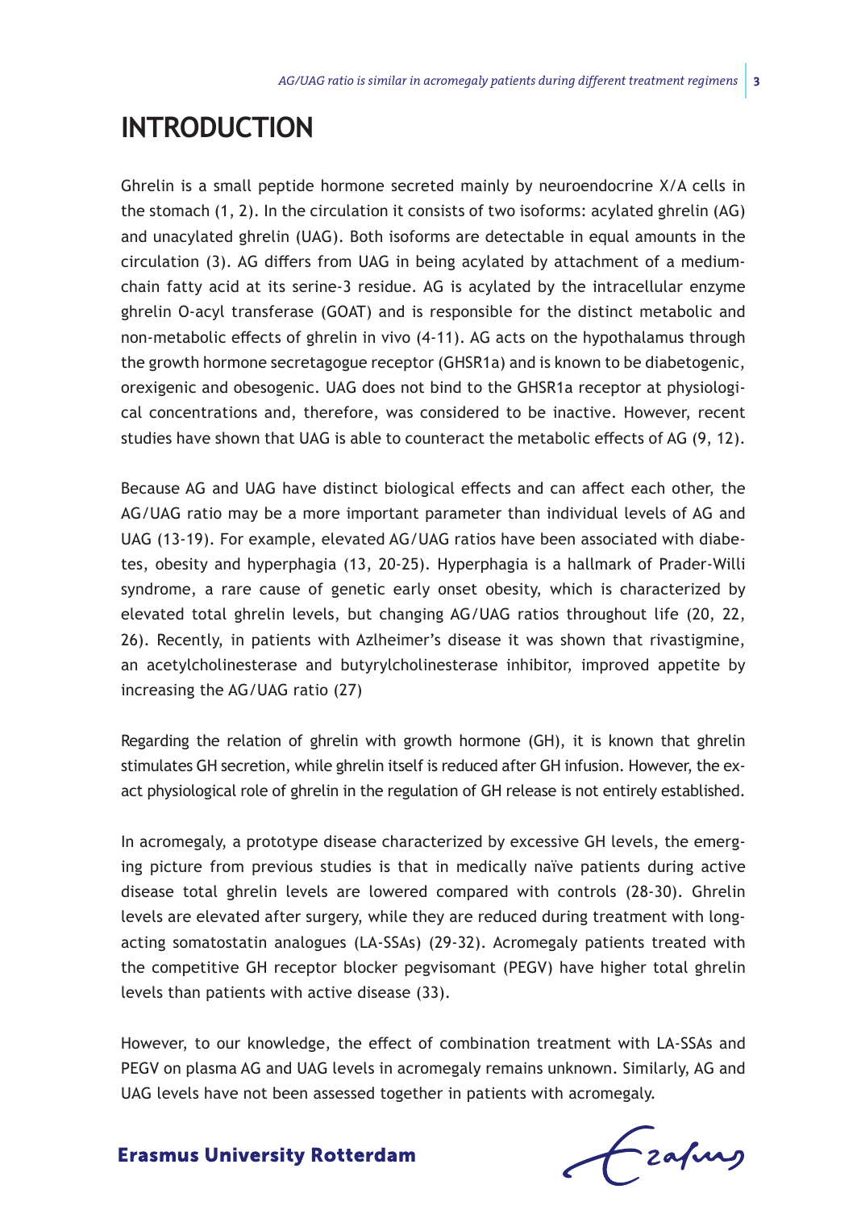# INTRODUCTION

Ghrelin is a small peptide hormone secreted mainly by neuroendocrine X/A cells in the stomach (1, 2). In the circulation it consists of two isoforms: acylated ghrelin (AG) and unacylated ghrelin (UAG). Both isoforms are detectable in equal amounts in the circulation (3). AG differs from UAG in being acylated by attachment of a medium-chain fatty acid at its serine-3 residue. AG is acylated by the intracellular enzyme ghrelin O-acyl transferase (GOAT) and is responsible for the distinct metabolic and non-metabolic effects of ghrelin in vivo (4-11). AG acts on the hypothalamus through the growth hormone secretagogue receptor (GHSR1a) and is known to be diabetogenic, orexigenic and obesogenic. UAG does not bind to the GHSR1a receptor at physiological concentrations and, therefore, was considered to be inactive. However, recent studies have shown that UAG is able to counteract the metabolic effects of AG (9, 12).

Because AG and UAG have distinct biological effects and can affect each other, the AG/UAG ratio may be a more important parameter than individual levels of AG and UAG (13-19). For example, elevated AG/UAG ratios have been associated with diabetes, obesity and hyperphagia (13, 20-25). Hyperphagia is a hallmark of Prader-Willi syndrome, a rare cause of genetic early onset obesity, which is characterized by elevated total ghrelin levels, but changing AG/UAG ratios throughout life (20, 22, 26). Recently, in patients with Azlheimer's disease it was shown that rivastigmine, an acetylcholinesterase and butyrylcholinesterase inhibitor, improved appetite by increasing the AG/UAG ratio (27)

Regarding the relation of ghrelin with growth hormone (GH), it is known that ghrelin stimulates GH secretion, while ghrelin itself is reduced after GH infusion. However, the exact physiological role of ghrelin in the regulation of GH release is not entirely established.

In acromegaly, a prototype disease characterized by excessive GH levels, the emerging picture from previous studies is that in medically naïve patients during active disease total ghrelin levels are lowered compared with controls (28-30). Ghrelin levels are elevated after surgery, while they are reduced during treatment with long-acting somatostatin analogues (LA-SSAs) (29-32). Acromegaly patients treated with the competitive GH receptor blocker pegvisomant (PEGV) have higher total ghrelin levels than patients with active disease (33).

However, to our knowledge, the effect of combination treatment with LA-SSAs and PEGV on plasma AG and UAG levels in acromegaly remains unknown. Similarly, AG and UAG levels have not been assessed together in patients with acromegaly.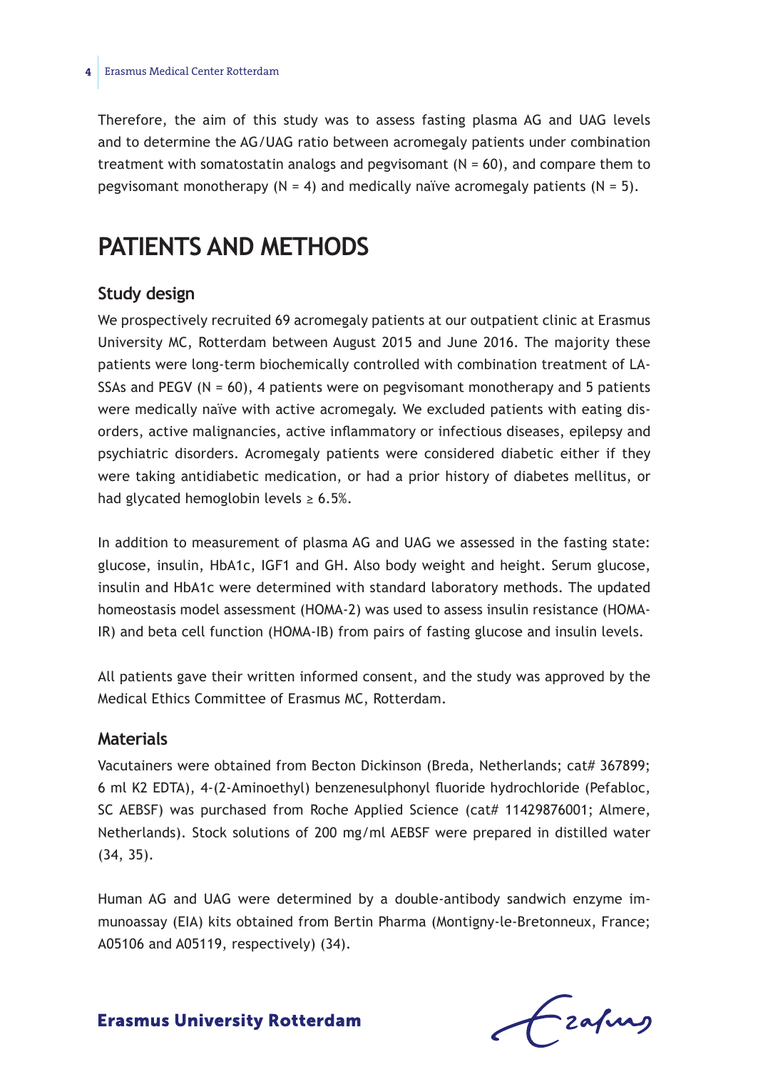Therefore, the aim of this study was to assess fasting plasma AG and UAG levels and to determine the AG/UAG ratio between acromegaly patients under combination treatment with somatostatin analogs and pegvisomant (N = 60), and compare them to pegvisomant monotherapy (N = 4) and medically naïve acromegaly patients (N = 5).

# PATIENTS AND METHODS

## Study design

We prospectively recruited 69 acromegaly patients at our outpatient clinic at Erasmus University MC, Rotterdam between August 2015 and June 2016. The majority these patients were long-term biochemically controlled with combination treatment of LA-SSAs and PEGV (N = 60), 4 patients were on pegvisomant monotherapy and 5 patients were medically naïve with active acromegaly. We excluded patients with eating disorders, active malignancies, active inflammatory or infectious diseases, epilepsy and psychiatric disorders. Acromegaly patients were considered diabetic either if they were taking antidiabetic medication, or had a prior history of diabetes mellitus, or had glycated hemoglobin levels ≥ 6.5%.

In addition to measurement of plasma AG and UAG we assessed in the fasting state: glucose, insulin, HbA1c, IGF1 and GH. Also body weight and height. Serum glucose, insulin and HbA1c were determined with standard laboratory methods. The updated homeostasis model assessment (HOMA-2) was used to assess insulin resistance (HOMA-IR) and beta cell function (HOMA-IB) from pairs of fasting glucose and insulin levels.

All patients gave their written informed consent, and the study was approved by the Medical Ethics Committee of Erasmus MC, Rotterdam.

## Materials

Vacutainers were obtained from Becton Dickinson (Breda, Netherlands; cat# 367899; 6 ml K2 EDTA), 4-(2-Aminoethyl) benzenesulphonyl fluoride hydrochloride (Pefabloc, SC AEBSF) was purchased from Roche Applied Science (cat# 11429876001; Almere, Netherlands). Stock solutions of 200 mg/ml AEBSF were prepared in distilled water (34, 35).

Human AG and UAG were determined by a double-antibody sandwich enzyme immunoassay (EIA) kits obtained from Bertin Pharma (Montigny-le-Bretonneux, France; A05106 and A05119, respectively) (34).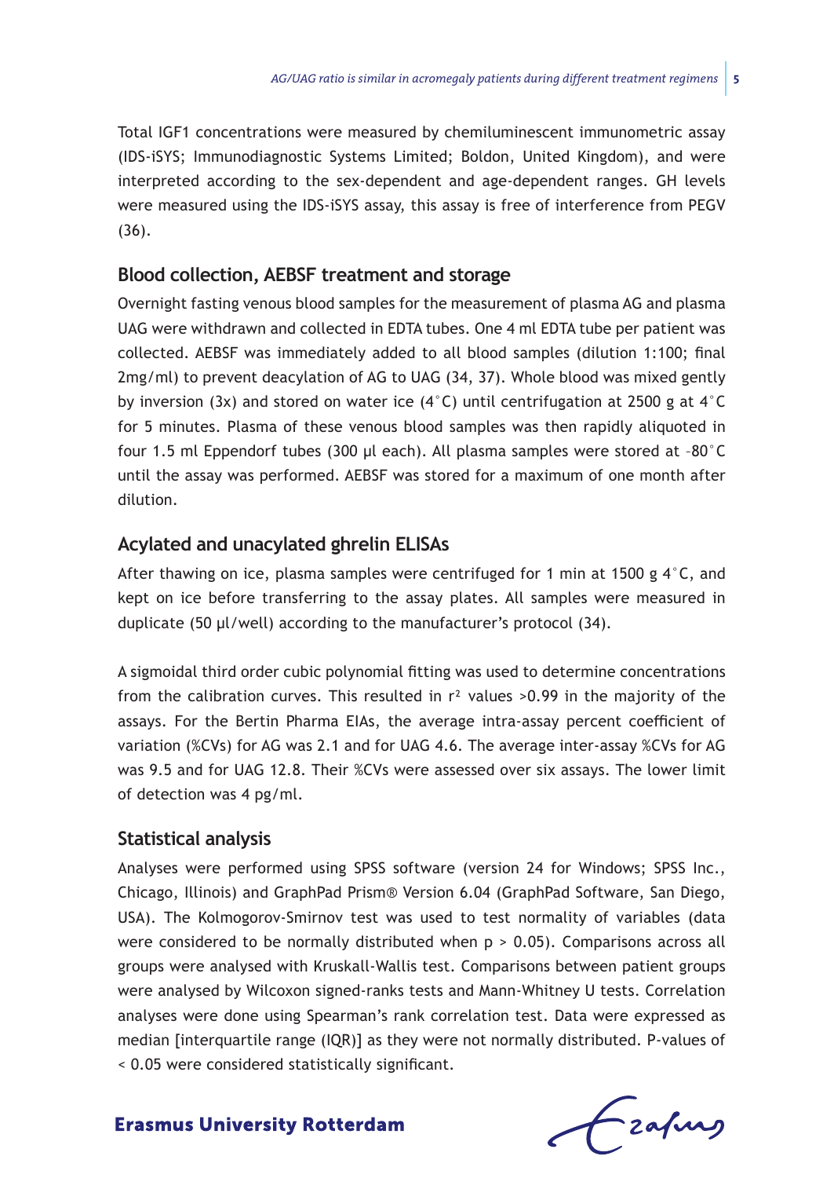Total IGF1 concentrations were measured by chemiluminescent immunometric assay (IDS-iSYS; Immunodiagnostic Systems Limited; Boldon, United Kingdom), and were interpreted according to the sex-dependent and age-dependent ranges. GH levels were measured using the IDS-iSYS assay, this assay is free of interference from PEGV (36).

## Blood collection, AEBSF treatment and storage

Overnight fasting venous blood samples for the measurement of plasma AG and plasma UAG were withdrawn and collected in EDTA tubes. One 4 ml EDTA tube per patient was collected. AEBSF was immediately added to all blood samples (dilution 1:100; final 2mg/ml) to prevent deacylation of AG to UAG (34, 37). Whole blood was mixed gently by inversion (3x) and stored on water ice (4°C) until centrifugation at 2500 g at 4°C for 5 minutes. Plasma of these venous blood samples was then rapidly aliquoted in four 1.5 ml Eppendorf tubes (300 µl each). All plasma samples were stored at –80°C until the assay was performed. AEBSF was stored for a maximum of one month after dilution.

## Acylated and unacylated ghrelin ELISAs

After thawing on ice, plasma samples were centrifuged for 1 min at 1500 g 4°C, and kept on ice before transferring to the assay plates. All samples were measured in duplicate (50 µl/well) according to the manufacturer's protocol (34).

A sigmoidal third order cubic polynomial fitting was used to determine concentrations from the calibration curves. This resulted in $r^2$ values >0.99 in the majority of the assays. For the Bertin Pharma EIAs, the average intra-assay percent coefficient of variation (%CVs) for AG was 2.1 and for UAG 4.6. The average inter-assay %CVs for AG was 9.5 and for UAG 12.8. Their %CVs were assessed over six assays. The lower limit of detection was 4 pg/ml.

## Statistical analysis

Analyses were performed using SPSS software (version 24 for Windows; SPSS Inc., Chicago, Illinois) and GraphPad Prism® Version 6.04 (GraphPad Software, San Diego, USA). The Kolmogorov-Smirnov test was used to test normality of variables (data were considered to be normally distributed when $p > 0.05$). Comparisons across all groups were analysed with Kruskall-Wallis test. Comparisons between patient groups were analysed by Wilcoxon signed-ranks tests and Mann-Whitney U tests. Correlation analyses were done using Spearman's rank correlation test. Data were expressed as median [interquartile range (IQR)] as they were not normally distributed. P-values of < 0.05 were considered statistically significant.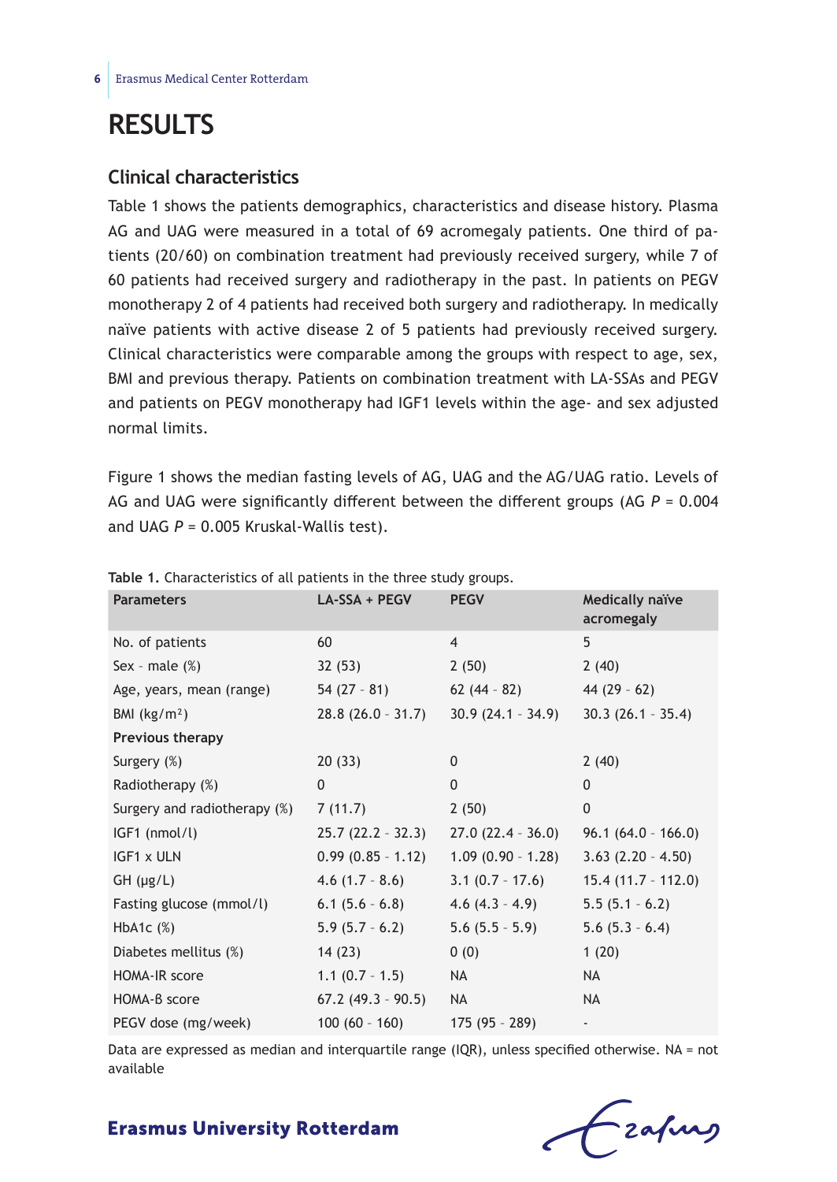# RESULTS

## Clinical characteristics

Table 1 shows the patients demographics, characteristics and disease history. Plasma AG and UAG were measured in a total of 69 acromegaly patients. One third of patients (20/60) on combination treatment had previously received surgery, while 7 of 60 patients had received surgery and radiotherapy in the past. In patients on PEGV monotherapy 2 of 4 patients had received both surgery and radiotherapy. In medically naïve patients with active disease 2 of 5 patients had previously received surgery. Clinical characteristics were comparable among the groups with respect to age, sex, BMI and previous therapy. Patients on combination treatment with LA-SSAs and PEGV and patients on PEGV monotherapy had IGF1 levels within the age- and sex adjusted normal limits.

Figure 1 shows the median fasting levels of AG, UAG and the AG/UAG ratio. Levels of AG and UAG were significantly different between the different groups (AG $P$ = 0.004 and UAG $P$ = 0.005 Kruskal-Wallis test).

**Table 1.** Characteristics of all patients in the three study groups.

| Parameters | LA-SSA + PEGV | PEGV | Medically naïve acromegaly |
|---|---|---|---|
| No. of patients | 60 | 4 | 5 |
| Sex - male (%) | 32 (53) | 2 (50) | 2 (40) |
| Age, years, mean (range) | 54 (27 - 81) | 62 (44 - 82) | 44 (29 - 62) |
| BMI (kg/m$^2$) | 28.8 (26.0 - 31.7) | 30.9 (24.1 - 34.9) | 30.3 (26.1 - 35.4) |
| **Previous therapy** | | | |
| Surgery (%) | 20 (33) | 0 | 2 (40) |
| Radiotherapy (%) | 0 | 0 | 0 |
| Surgery and radiotherapy (%) | 7 (11.7) | 2 (50) | 0 |
| IGF1 (nmol/l) | 25.7 (22.2 - 32.3) | 27.0 (22.4 - 36.0) | 96.1 (64.0 - 166.0) |
| IGF1 x ULN | 0.99 (0.85 - 1.12) | 1.09 (0.90 - 1.28) | 3.63 (2.20 - 4.50) |
| GH (µg/L) | 4.6 (1.7 - 8.6) | 3.1 (0.7 - 17.6) | 15.4 (11.7 - 112.0) |
| Fasting glucose (mmol/l) | 6.1 (5.6 - 6.8) | 4.6 (4.3 - 4.9) | 5.5 (5.1 - 6.2) |
| HbA1c (%) | 5.9 (5.7 - 6.2) | 5.6 (5.5 - 5.9) | 5.6 (5.3 - 6.4) |
| Diabetes mellitus (%) | 14 (23) | 0 (0) | 1 (20) |
| HOMA-IR score | 1.1 (0.7 - 1.5) | NA | NA |
| HOMA-β score | 67.2 (49.3 - 90.5) | NA | NA |
| PEGV dose (mg/week) | 100 (60 - 160) | 175 (95 - 289) | - |

Data are expressed as median and interquartile range (IQR), unless specified otherwise. NA = not available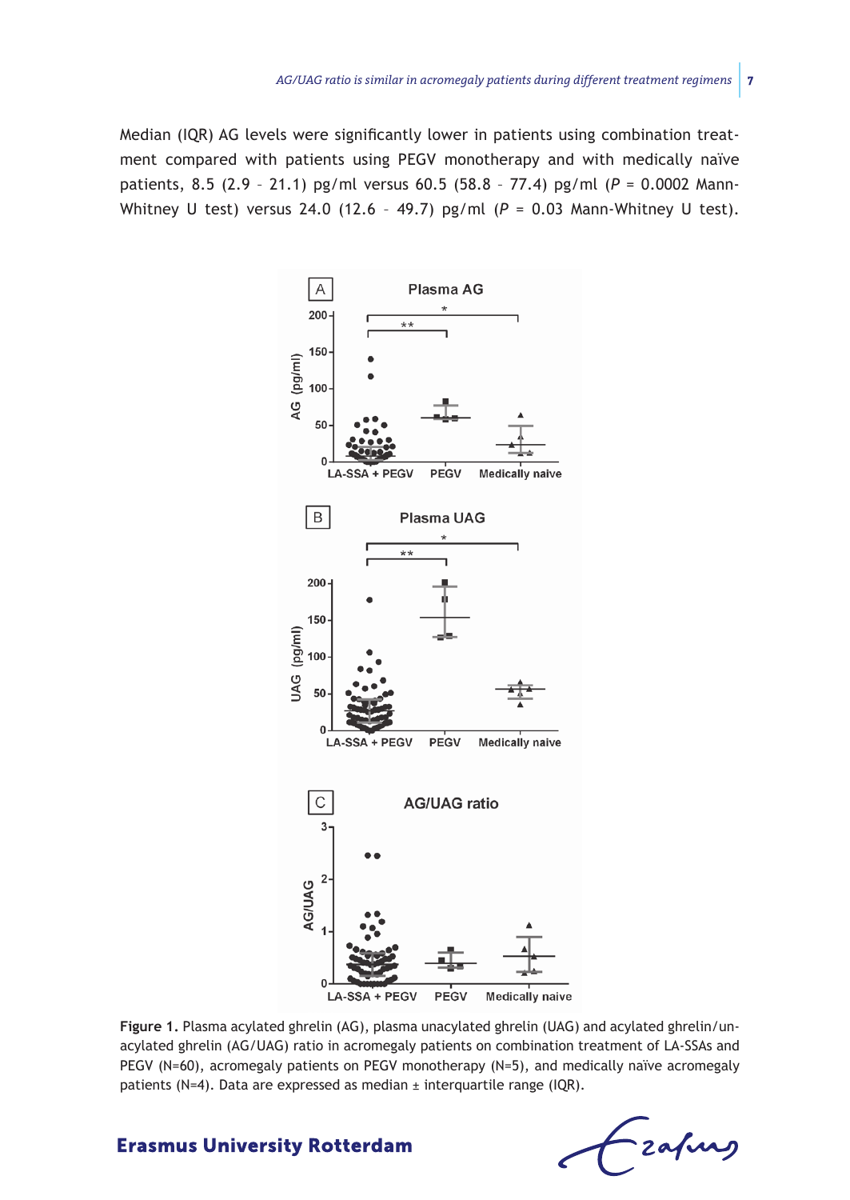Median (IQR) AG levels were significantly lower in patients using combination treatment compared with patients using PEGV monotherapy and with medically naïve patients, 8.5 (2.9 – 21.1) pg/ml versus 60.5 (58.8 – 77.4) pg/ml ($P = 0.0002$ Mann-Whitney U test) versus 24.0 (12.6 – 49.7) pg/ml ($P = 0.03$ Mann-Whitney U test).

**Figure 1.** Plasma acylated ghrelin (AG), plasma unacylated ghrelin (UAG) and acylated ghrelin/unacylated ghrelin (AG/UAG) ratio in acromegaly patients on combination treatment of LA-SSAs and PEGV (N=60), acromegaly patients on PEGV monotherapy (N=5), and medically naïve acromegaly patients (N=4). Data are expressed as median ± interquartile range (IQR).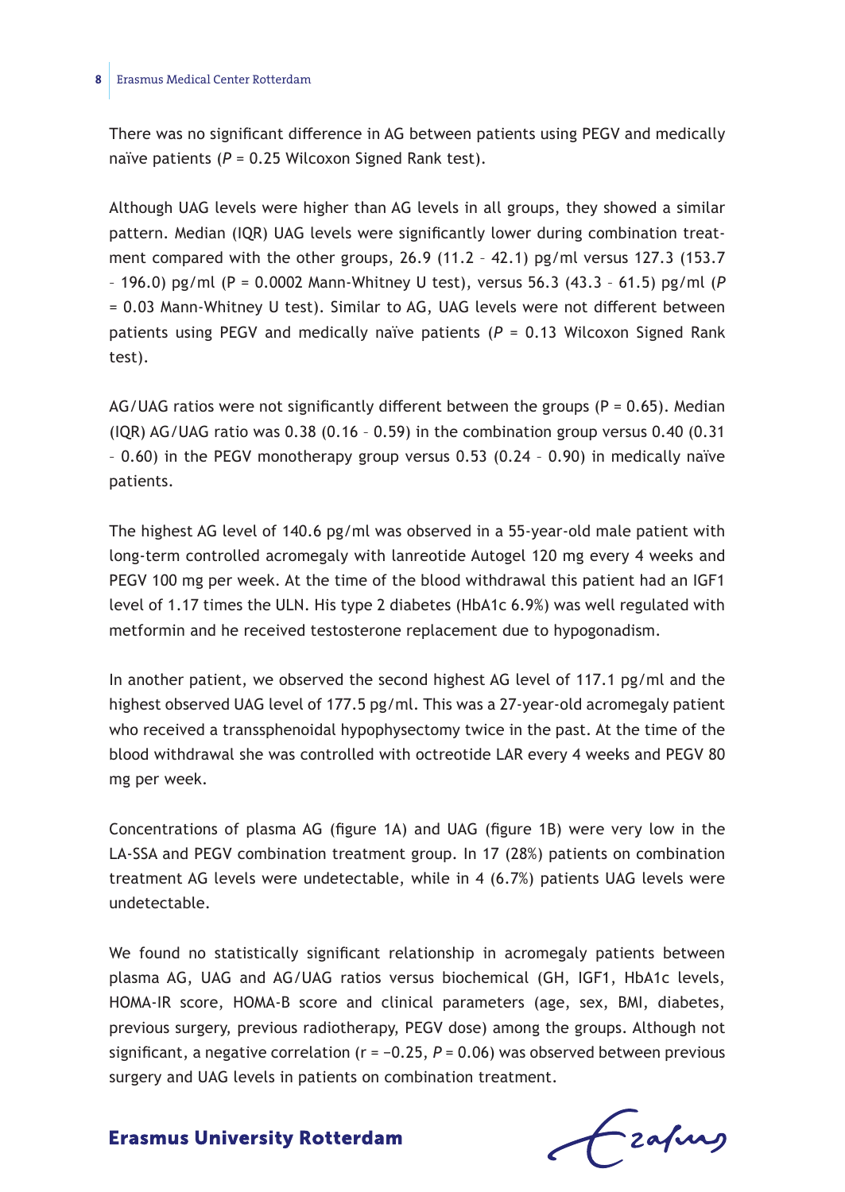There was no significant difference in AG between patients using PEGV and medically naïve patients ($P$ = 0.25 Wilcoxon Signed Rank test).

Although UAG levels were higher than AG levels in all groups, they showed a similar pattern. Median (IQR) UAG levels were significantly lower during combination treatment compared with the other groups, 26.9 (11.2 – 42.1) pg/ml versus 127.3 (153.7 – 196.0) pg/ml (P = 0.0002 Mann-Whitney U test), versus 56.3 (43.3 – 61.5) pg/ml ($P$ = 0.03 Mann-Whitney U test). Similar to AG, UAG levels were not different between patients using PEGV and medically naïve patients ($P$ = 0.13 Wilcoxon Signed Rank test).

AG/UAG ratios were not significantly different between the groups (P = 0.65). Median (IQR) AG/UAG ratio was 0.38 (0.16 – 0.59) in the combination group versus 0.40 (0.31 – 0.60) in the PEGV monotherapy group versus 0.53 (0.24 – 0.90) in medically naïve patients.

The highest AG level of 140.6 pg/ml was observed in a 55-year-old male patient with long-term controlled acromegaly with lanreotide Autogel 120 mg every 4 weeks and PEGV 100 mg per week. At the time of the blood withdrawal this patient had an IGF1 level of 1.17 times the ULN. His type 2 diabetes (HbA1c 6.9%) was well regulated with metformin and he received testosterone replacement due to hypogonadism.

In another patient, we observed the second highest AG level of 117.1 pg/ml and the highest observed UAG level of 177.5 pg/ml. This was a 27-year-old acromegaly patient who received a transsphenoidal hypophysectomy twice in the past. At the time of the blood withdrawal she was controlled with octreotide LAR every 4 weeks and PEGV 80 mg per week.

Concentrations of plasma AG (figure 1A) and UAG (figure 1B) were very low in the LA-SSA and PEGV combination treatment group. In 17 (28%) patients on combination treatment AG levels were undetectable, while in 4 (6.7%) patients UAG levels were undetectable.

We found no statistically significant relationship in acromegaly patients between plasma AG, UAG and AG/UAG ratios versus biochemical (GH, IGF1, HbA1c levels, HOMA-IR score, HOMA-B score and clinical parameters (age, sex, BMI, diabetes, previous surgery, previous radiotherapy, PEGV dose) among the groups. Although not significant, a negative correlation ($r = -0.25$, $P$ = 0.06) was observed between previous surgery and UAG levels in patients on combination treatment.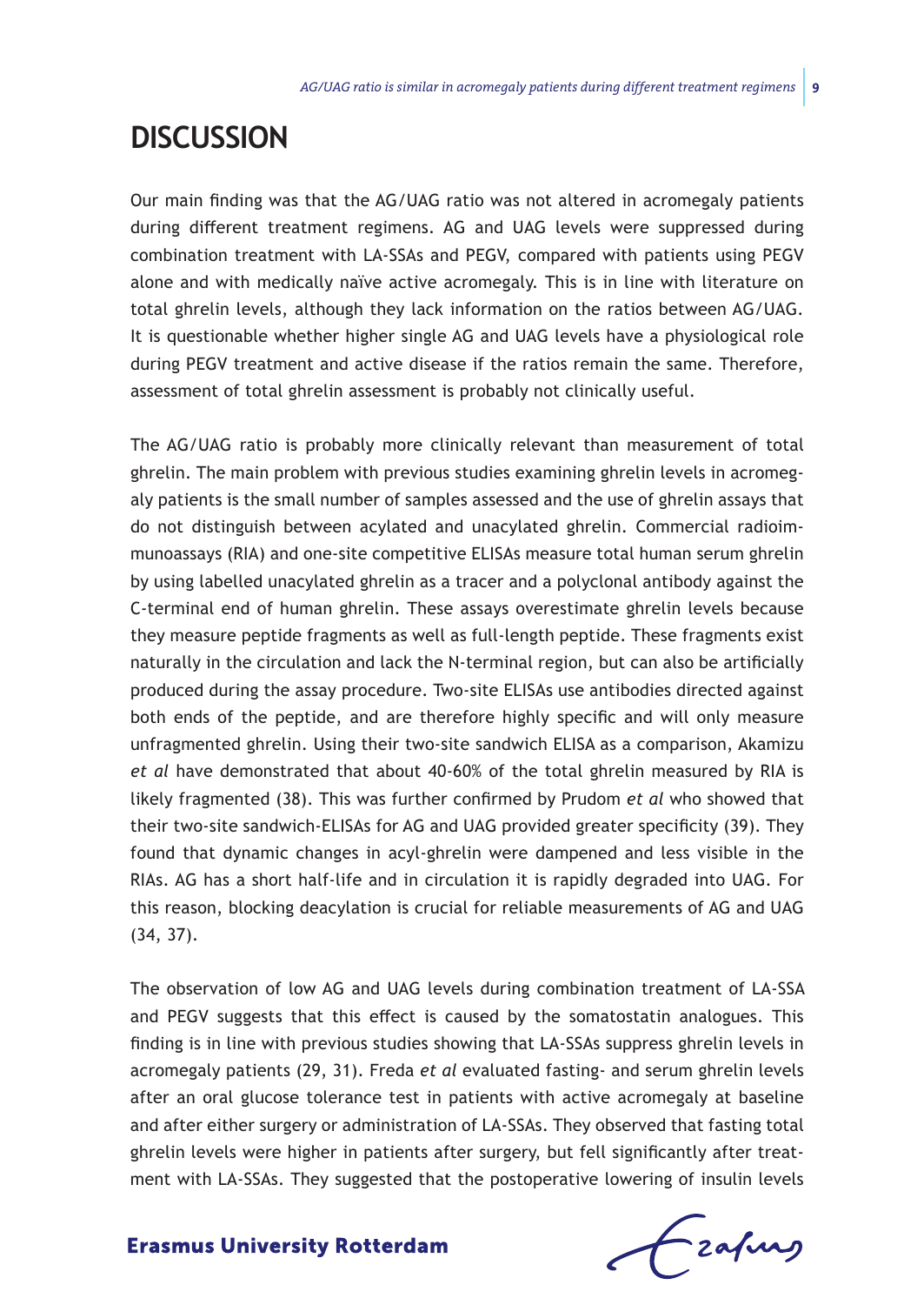# DISCUSSION

Our main finding was that the AG/UAG ratio was not altered in acromegaly patients during different treatment regimens. AG and UAG levels were suppressed during combination treatment with LA-SSAs and PEGV, compared with patients using PEGV alone and with medically naïve active acromegaly. This is in line with literature on total ghrelin levels, although they lack information on the ratios between AG/UAG. It is questionable whether higher single AG and UAG levels have a physiological role during PEGV treatment and active disease if the ratios remain the same. Therefore, assessment of total ghrelin assessment is probably not clinically useful.

The AG/UAG ratio is probably more clinically relevant than measurement of total ghrelin. The main problem with previous studies examining ghrelin levels in acromegaly patients is the small number of samples assessed and the use of ghrelin assays that do not distinguish between acylated and unacylated ghrelin. Commercial radioimmunoassays (RIA) and one-site competitive ELISAs measure total human serum ghrelin by using labelled unacylated ghrelin as a tracer and a polyclonal antibody against the C-terminal end of human ghrelin. These assays overestimate ghrelin levels because they measure peptide fragments as well as full-length peptide. These fragments exist naturally in the circulation and lack the N-terminal region, but can also be artificially produced during the assay procedure. Two-site ELISAs use antibodies directed against both ends of the peptide, and are therefore highly specific and will only measure unfragmented ghrelin. Using their two-site sandwich ELISA as a comparison, Akamizu *et al* have demonstrated that about 40-60% of the total ghrelin measured by RIA is likely fragmented (38). This was further confirmed by Prudom *et al* who showed that their two-site sandwich-ELISAs for AG and UAG provided greater specificity (39). They found that dynamic changes in acyl-ghrelin were dampened and less visible in the RIAs. AG has a short half-life and in circulation it is rapidly degraded into UAG. For this reason, blocking deacylation is crucial for reliable measurements of AG and UAG (34, 37).

The observation of low AG and UAG levels during combination treatment of LA-SSA and PEGV suggests that this effect is caused by the somatostatin analogues. This finding is in line with previous studies showing that LA-SSAs suppress ghrelin levels in acromegaly patients (29, 31). Freda *et al* evaluated fasting- and serum ghrelin levels after an oral glucose tolerance test in patients with active acromegaly at baseline and after either surgery or administration of LA-SSAs. They observed that fasting total ghrelin levels were higher in patients after surgery, but fell significantly after treatment with LA-SSAs. They suggested that the postoperative lowering of insulin levels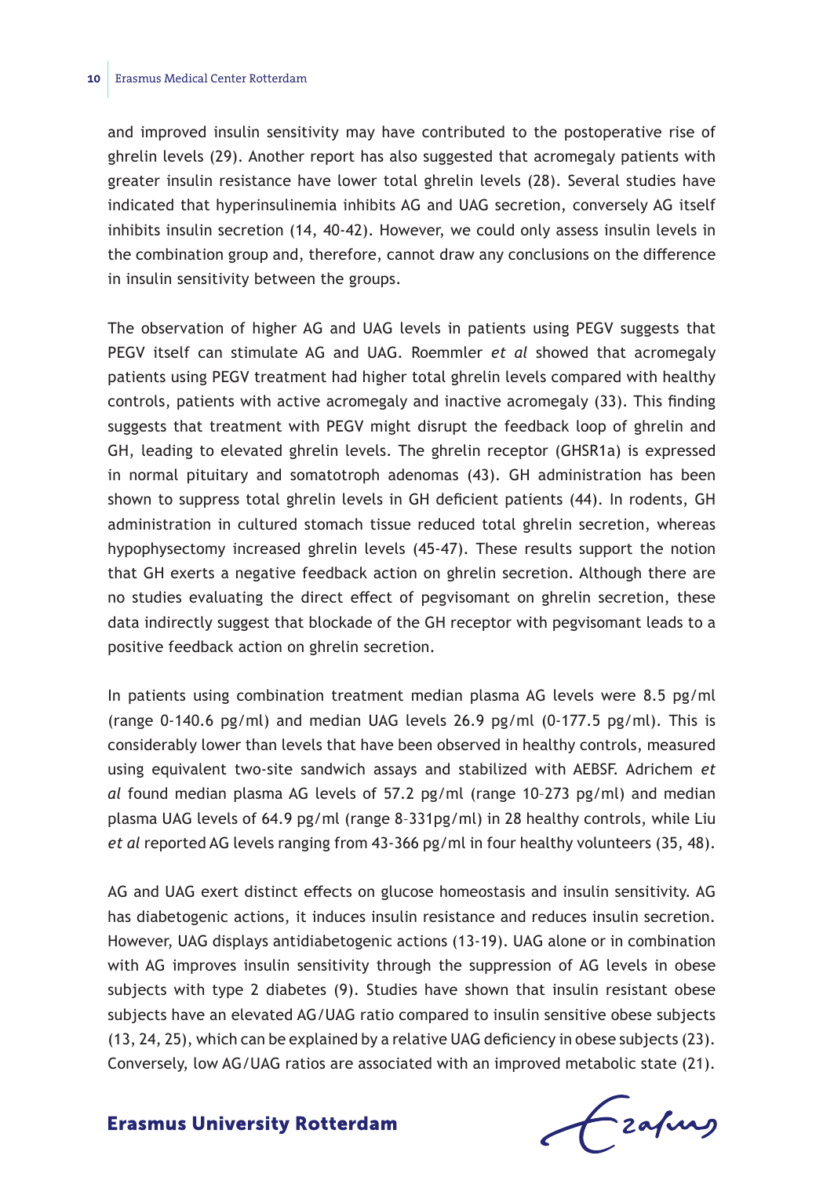and improved insulin sensitivity may have contributed to the postoperative rise of ghrelin levels (29). Another report has also suggested that acromegaly patients with greater insulin resistance have lower total ghrelin levels (28). Several studies have indicated that hyperinsulinemia inhibits AG and UAG secretion, conversely AG itself inhibits insulin secretion (14, 40-42). However, we could only assess insulin levels in the combination group and, therefore, cannot draw any conclusions on the difference in insulin sensitivity between the groups.

The observation of higher AG and UAG levels in patients using PEGV suggests that PEGV itself can stimulate AG and UAG. Roemmler *et al* showed that acromegaly patients using PEGV treatment had higher total ghrelin levels compared with healthy controls, patients with active acromegaly and inactive acromegaly (33). This finding suggests that treatment with PEGV might disrupt the feedback loop of ghrelin and GH, leading to elevated ghrelin levels. The ghrelin receptor (GHSR1a) is expressed in normal pituitary and somatotroph adenomas (43). GH administration has been shown to suppress total ghrelin levels in GH deficient patients (44). In rodents, GH administration in cultured stomach tissue reduced total ghrelin secretion, whereas hypophysectomy increased ghrelin levels (45-47). These results support the notion that GH exerts a negative feedback action on ghrelin secretion. Although there are no studies evaluating the direct effect of pegvisomant on ghrelin secretion, these data indirectly suggest that blockade of the GH receptor with pegvisomant leads to a positive feedback action on ghrelin secretion.

In patients using combination treatment median plasma AG levels were 8.5 pg/ml (range 0-140.6 pg/ml) and median UAG levels 26.9 pg/ml (0-177.5 pg/ml). This is considerably lower than levels that have been observed in healthy controls, measured using equivalent two-site sandwich assays and stabilized with AEBSF. Adrichem *et al* found median plasma AG levels of 57.2 pg/ml (range 10–273 pg/ml) and median plasma UAG levels of 64.9 pg/ml (range 8–331pg/ml) in 28 healthy controls, while Liu *et al* reported AG levels ranging from 43-366 pg/ml in four healthy volunteers (35, 48).

AG and UAG exert distinct effects on glucose homeostasis and insulin sensitivity. AG has diabetogenic actions, it induces insulin resistance and reduces insulin secretion. However, UAG displays antidiabetogenic actions (13-19). UAG alone or in combination with AG improves insulin sensitivity through the suppression of AG levels in obese subjects with type 2 diabetes (9). Studies have shown that insulin resistant obese subjects have an elevated AG/UAG ratio compared to insulin sensitive obese subjects (13, 24, 25), which can be explained by a relative UAG deficiency in obese subjects (23). Conversely, low AG/UAG ratios are associated with an improved metabolic state (21).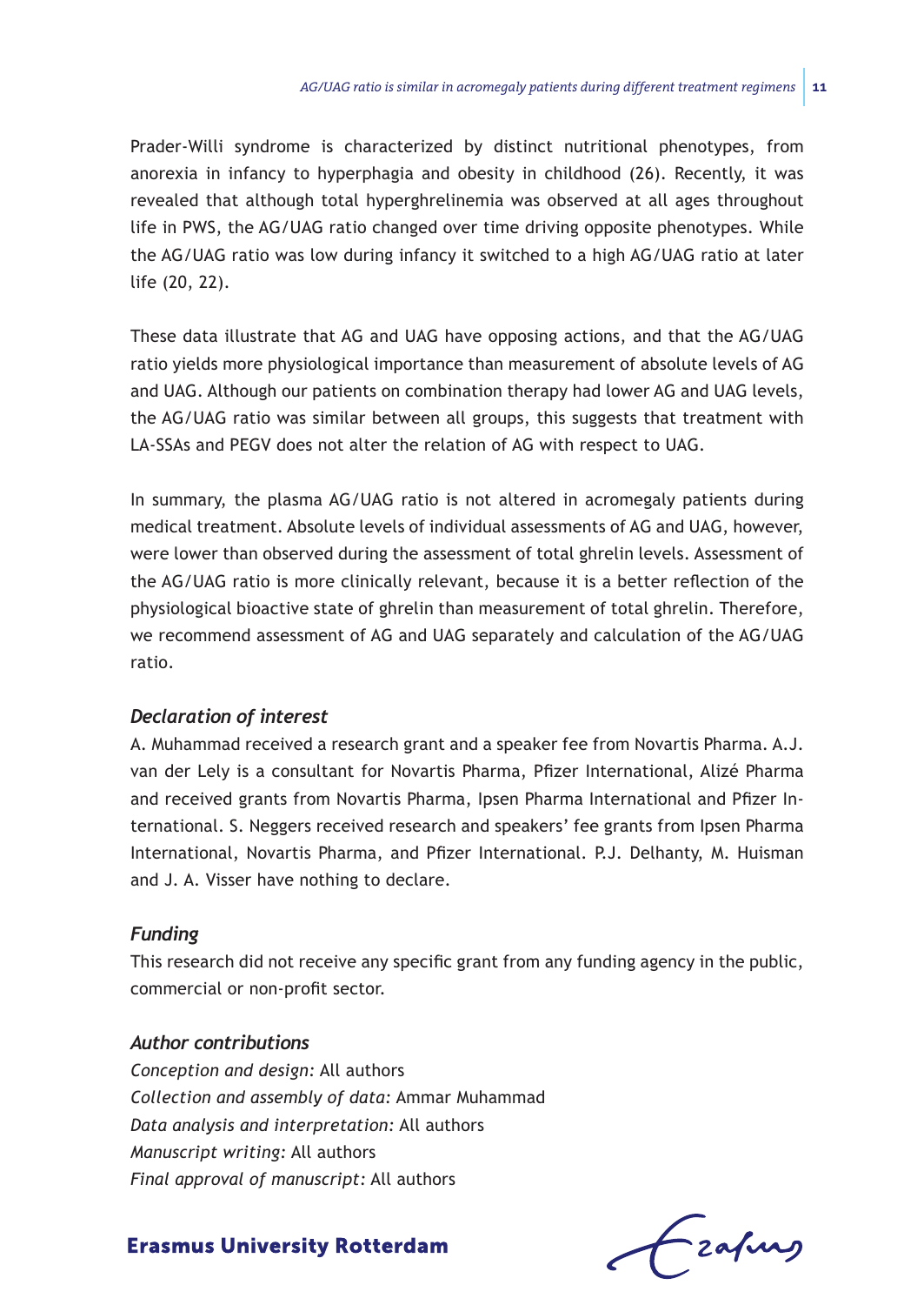Prader-Willi syndrome is characterized by distinct nutritional phenotypes, from anorexia in infancy to hyperphagia and obesity in childhood (26). Recently, it was revealed that although total hyperghrelinemia was observed at all ages throughout life in PWS, the AG/UAG ratio changed over time driving opposite phenotypes. While the AG/UAG ratio was low during infancy it switched to a high AG/UAG ratio at later life (20, 22).

These data illustrate that AG and UAG have opposing actions, and that the AG/UAG ratio yields more physiological importance than measurement of absolute levels of AG and UAG. Although our patients on combination therapy had lower AG and UAG levels, the AG/UAG ratio was similar between all groups, this suggests that treatment with LA-SSAs and PEGV does not alter the relation of AG with respect to UAG.

In summary, the plasma AG/UAG ratio is not altered in acromegaly patients during medical treatment. Absolute levels of individual assessments of AG and UAG, however, were lower than observed during the assessment of total ghrelin levels. Assessment of the AG/UAG ratio is more clinically relevant, because it is a better reflection of the physiological bioactive state of ghrelin than measurement of total ghrelin. Therefore, we recommend assessment of AG and UAG separately and calculation of the AG/UAG ratio.

### *Declaration of interest*

A. Muhammad received a research grant and a speaker fee from Novartis Pharma. A.J. van der Lely is a consultant for Novartis Pharma, Pfizer International, Alizé Pharma and received grants from Novartis Pharma, Ipsen Pharma International and Pfizer International. S. Neggers received research and speakers' fee grants from Ipsen Pharma International, Novartis Pharma, and Pfizer International. P.J. Delhanty, M. Huisman and J. A. Visser have nothing to declare.

### *Funding*

This research did not receive any specific grant from any funding agency in the public, commercial or non-profit sector.

### *Author contributions*

*Conception and design:* All authors
*Collection and assembly of data:* Ammar Muhammad
*Data analysis and interpretation:* All authors
*Manuscript writing:* All authors
*Final approval of manuscript:* All authors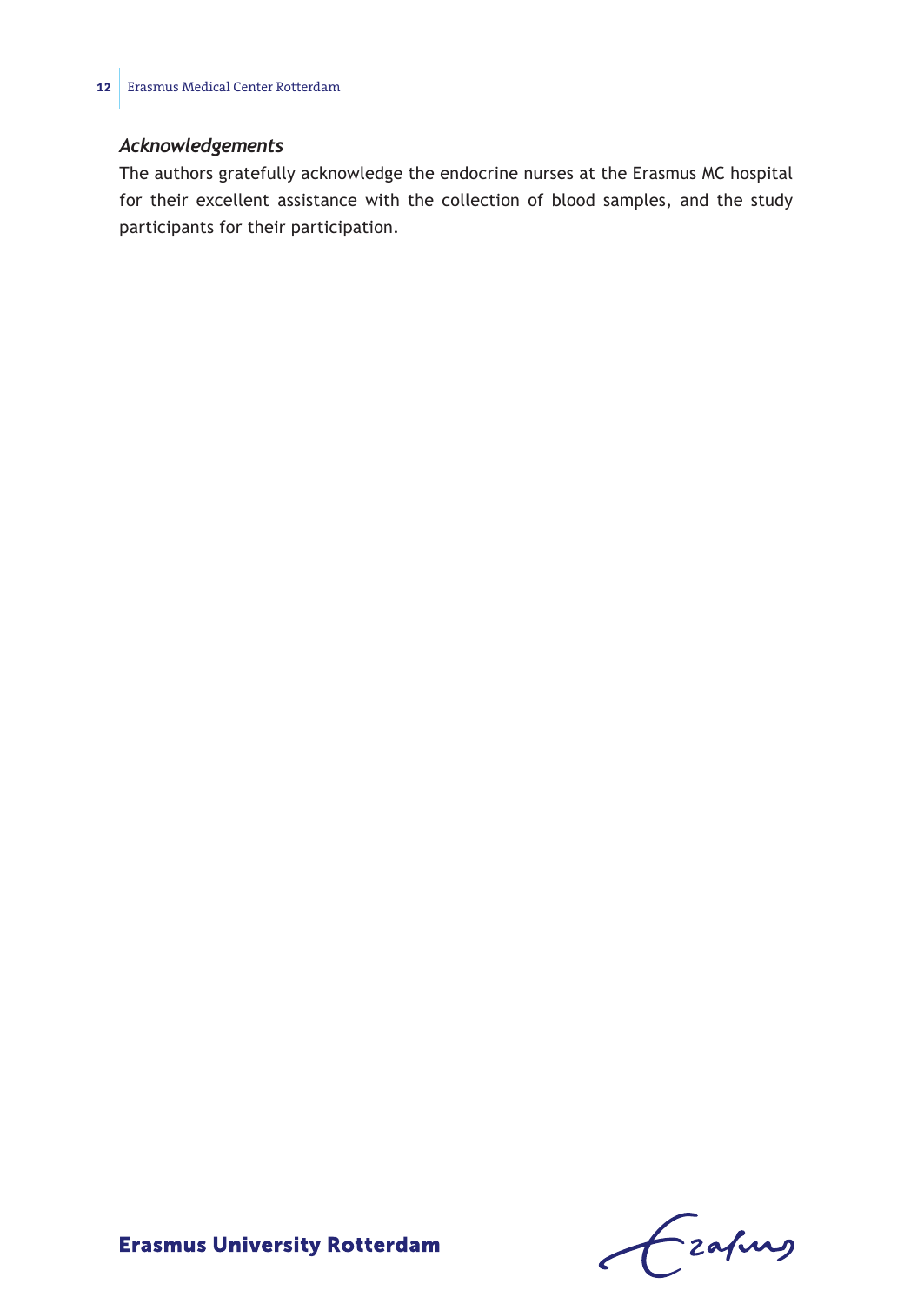### *Acknowledgements*

The authors gratefully acknowledge the endocrine nurses at the Erasmus MC hospital for their excellent assistance with the collection of blood samples, and the study participants for their participation.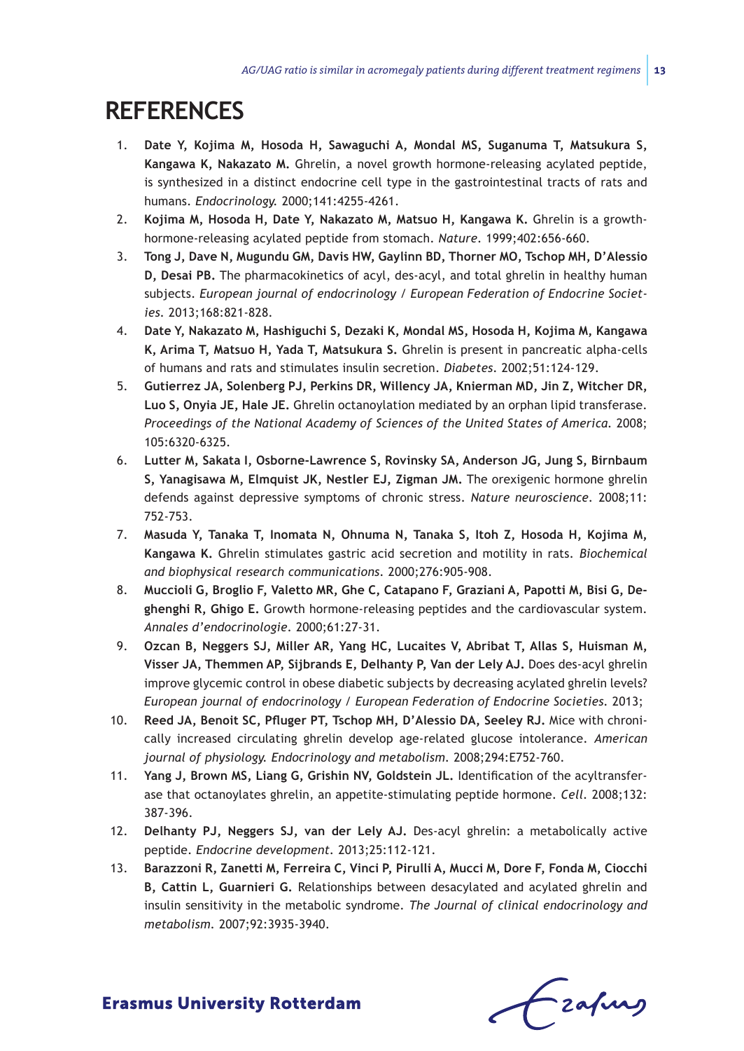# REFERENCES

1. **Date Y, Kojima M, Hosoda H, Sawaguchi A, Mondal MS, Suganuma T, Matsukura S, Kangawa K, Nakazato M.** Ghrelin, a novel growth hormone-releasing acylated peptide, is synthesized in a distinct endocrine cell type in the gastrointestinal tracts of rats and humans. *Endocrinology.* 2000;141:4255-4261.
2. **Kojima M, Hosoda H, Date Y, Nakazato M, Matsuo H, Kangawa K.** Ghrelin is a growth-hormone-releasing acylated peptide from stomach. *Nature*. 1999;402:656-660.
3. **Tong J, Dave N, Mugundu GM, Davis HW, Gaylinn BD, Thorner MO, Tschop MH, D'Alessio D, Desai PB.** The pharmacokinetics of acyl, des-acyl, and total ghrelin in healthy human subjects. *European journal of endocrinology / European Federation of Endocrine Societies*. 2013;168:821-828.
4. **Date Y, Nakazato M, Hashiguchi S, Dezaki K, Mondal MS, Hosoda H, Kojima M, Kangawa K, Arima T, Matsuo H, Yada T, Matsukura S.** Ghrelin is present in pancreatic alpha-cells of humans and rats and stimulates insulin secretion. *Diabetes*. 2002;51:124-129.
5. **Gutierrez JA, Solenberg PJ, Perkins DR, Willency JA, Knierman MD, Jin Z, Witcher DR, Luo S, Onyia JE, Hale JE.** Ghrelin octanoylation mediated by an orphan lipid transferase. *Proceedings of the National Academy of Sciences of the United States of America.* 2008; 105:6320-6325.
6. **Lutter M, Sakata I, Osborne-Lawrence S, Rovinsky SA, Anderson JG, Jung S, Birnbaum S, Yanagisawa M, Elmquist JK, Nestler EJ, Zigman JM.** The orexigenic hormone ghrelin defends against depressive symptoms of chronic stress. *Nature neuroscience*. 2008;11: 752-753.
7. **Masuda Y, Tanaka T, Inomata N, Ohnuma N, Tanaka S, Itoh Z, Hosoda H, Kojima M, Kangawa K.** Ghrelin stimulates gastric acid secretion and motility in rats. *Biochemical and biophysical research communications*. 2000;276:905-908.
8. **Muccioli G, Broglio F, Valetto MR, Ghe C, Catapano F, Graziani A, Papotti M, Bisi G, Deghenghi R, Ghigo E.** Growth hormone-releasing peptides and the cardiovascular system. *Annales d'endocrinologie*. 2000;61:27-31.
9. **Ozcan B, Neggers SJ, Miller AR, Yang HC, Lucaites V, Abribat T, Allas S, Huisman M, Visser JA, Themmen AP, Sijbrands E, Delhanty P, Van der Lely AJ.** Does des-acyl ghrelin improve glycemic control in obese diabetic subjects by decreasing acylated ghrelin levels? *European journal of endocrinology / European Federation of Endocrine Societies*. 2013;
10. **Reed JA, Benoit SC, Pfluger PT, Tschop MH, D'Alessio DA, Seeley RJ.** Mice with chronically increased circulating ghrelin develop age-related glucose intolerance. *American journal of physiology. Endocrinology and metabolism*. 2008;294:E752-760.
11. **Yang J, Brown MS, Liang G, Grishin NV, Goldstein JL.** Identification of the acyltransferase that octanoylates ghrelin, an appetite-stimulating peptide hormone. *Cell*. 2008;132: 387-396.
12. **Delhanty PJ, Neggers SJ, van der Lely AJ.** Des-acyl ghrelin: a metabolically active peptide. *Endocrine development*. 2013;25:112-121.
13. **Barazzoni R, Zanetti M, Ferreira C, Vinci P, Pirulli A, Mucci M, Dore F, Fonda M, Ciocchi B, Cattin L, Guarnieri G.** Relationships between desacylated and acylated ghrelin and insulin sensitivity in the metabolic syndrome. *The Journal of clinical endocrinology and metabolism*. 2007;92:3935-3940.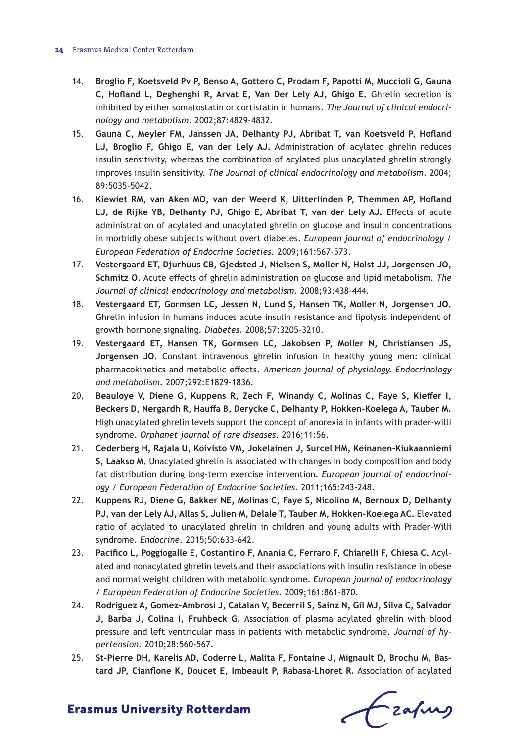14. **Broglio F, Koetsveld Pv P, Benso A, Gottero C, Prodam F, Papotti M, Muccioli G, Gauna C, Hofland L, Deghenghi R, Arvat E, Van Der Lely AJ, Ghigo E.** Ghrelin secretion is inhibited by either somatostatin or cortistatin in humans. *The Journal of clinical endocrinology and metabolism*. 2002;87:4829-4832.
15. **Gauna C, Meyler FM, Janssen JA, Delhanty PJ, Abribat T, van Koetsveld P, Hofland LJ, Broglio F, Ghigo E, van der Lely AJ.** Administration of acylated ghrelin reduces insulin sensitivity, whereas the combination of acylated plus unacylated ghrelin strongly improves insulin sensitivity. *The Journal of clinical endocrinology and metabolism*. 2004; 89:5035-5042.
16. **Kiewiet RM, van Aken MO, van der Weerd K, Uitterlinden P, Themmen AP, Hofland LJ, de Rijke YB, Delhanty PJ, Ghigo E, Abribat T, van der Lely AJ.** Effects of acute administration of acylated and unacylated ghrelin on glucose and insulin concentrations in morbidly obese subjects without overt diabetes. *European journal of endocrinology / European Federation of Endocrine Societies*. 2009;161:567-573.
17. **Vestergaard ET, Djurhuus CB, Gjedsted J, Nielsen S, Moller N, Holst JJ, Jorgensen JO, Schmitz O.** Acute effects of ghrelin administration on glucose and lipid metabolism. *The Journal of clinical endocrinology and metabolism*. 2008;93:438-444.
18. **Vestergaard ET, Gormsen LC, Jessen N, Lund S, Hansen TK, Moller N, Jorgensen JO.** Ghrelin infusion in humans induces acute insulin resistance and lipolysis independent of growth hormone signaling. *Diabetes*. 2008;57:3205-3210.
19. **Vestergaard ET, Hansen TK, Gormsen LC, Jakobsen P, Moller N, Christiansen JS, Jorgensen JO.** Constant intravenous ghrelin infusion in healthy young men: clinical pharmacokinetics and metabolic effects. *American journal of physiology. Endocrinology and metabolism*. 2007;292:E1829-1836.
20. **Beauloye V, Diene G, Kuppens R, Zech F, Winandy C, Molinas C, Faye S, Kieffer I, Beckers D, Nergardh R, Hauffa B, Derycke C, Delhanty P, Hokken-Koelega A, Tauber M.** High unacylated ghrelin levels support the concept of anorexia in infants with prader-willi syndrome. *Orphanet journal of rare diseases*. 2016;11:56.
21. **Cederberg H, Rajala U, Koivisto VM, Jokelainen J, Surcel HM, Keinanen-Kiukaanniemi S, Laakso M.** Unacylated ghrelin is associated with changes in body composition and body fat distribution during long-term exercise intervention. *European journal of endocrinology / European Federation of Endocrine Societies*. 2011;165:243-248.
22. **Kuppens RJ, Diene G, Bakker NE, Molinas C, Faye S, Nicolino M, Bernoux D, Delhanty PJ, van der Lely AJ, Allas S, Julien M, Delale T, Tauber M, Hokken-Koelega AC.** Elevated ratio of acylated to unacylated ghrelin in children and young adults with Prader-Willi syndrome. *Endocrine*. 2015;50:633-642.
23. **Pacifico L, Poggiogalle E, Costantino F, Anania C, Ferraro F, Chiarelli F, Chiesa C.** Acylated and nonacylated ghrelin levels and their associations with insulin resistance in obese and normal weight children with metabolic syndrome. *European journal of endocrinology / European Federation of Endocrine Societies*. 2009;161:861-870.
24. **Rodriguez A, Gomez-Ambrosi J, Catalan V, Becerril S, Sainz N, Gil MJ, Silva C, Salvador J, Barba J, Colina I, Fruhbeck G.** Association of plasma acylated ghrelin with blood pressure and left ventricular mass in patients with metabolic syndrome. *Journal of hypertension*. 2010;28:560-567.
25. **St-Pierre DH, Karelis AD, Coderre L, Malita F, Fontaine J, Mignault D, Brochu M, Bastard JP, Cianflone K, Doucet E, Imbeault P, Rabasa-Lhoret R.** Association of acylated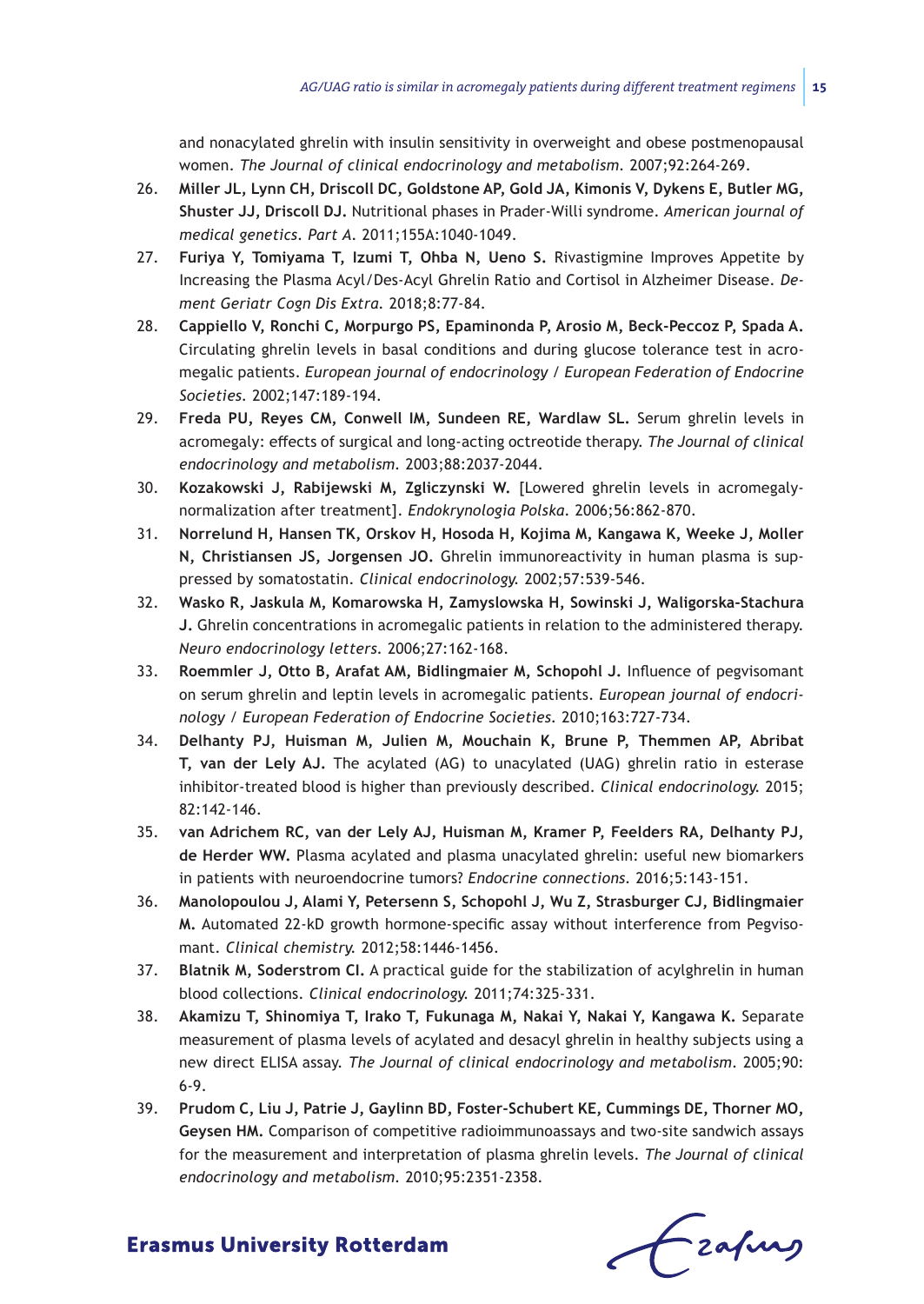and nonacylated ghrelin with insulin sensitivity in overweight and obese postmenopausal women. *The Journal of clinical endocrinology and metabolism*. 2007;92:264-269.

26. **Miller JL, Lynn CH, Driscoll DC, Goldstone AP, Gold JA, Kimonis V, Dykens E, Butler MG, Shuster JJ, Driscoll DJ.** Nutritional phases in Prader-Willi syndrome. *American journal of medical genetics. Part A*. 2011;155A:1040-1049.
27. **Furiya Y, Tomiyama T, Izumi T, Ohba N, Ueno S.** Rivastigmine Improves Appetite by Increasing the Plasma Acyl/Des-Acyl Ghrelin Ratio and Cortisol in Alzheimer Disease. *Dement Geriatr Cogn Dis Extra*. 2018;8:77-84.
28. **Cappiello V, Ronchi C, Morpurgo PS, Epaminonda P, Arosio M, Beck-Peccoz P, Spada A.** Circulating ghrelin levels in basal conditions and during glucose tolerance test in acromegalic patients. *European journal of endocrinology / European Federation of Endocrine Societies*. 2002;147:189-194.
29. **Freda PU, Reyes CM, Conwell IM, Sundeen RE, Wardlaw SL.** Serum ghrelin levels in acromegaly: effects of surgical and long-acting octreotide therapy. *The Journal of clinical endocrinology and metabolism*. 2003;88:2037-2044.
30. **Kozakowski J, Rabijewski M, Zgliczynski W.** [Lowered ghrelin levels in acromegaly-normalization after treatment]. *Endokrynologia Polska*. 2006;56:862-870.
31. **Norrelund H, Hansen TK, Orskov H, Hosoda H, Kojima M, Kangawa K, Weeke J, Moller N, Christiansen JS, Jorgensen JO.** Ghrelin immunoreactivity in human plasma is suppressed by somatostatin. *Clinical endocrinology*. 2002;57:539-546.
32. **Wasko R, Jaskula M, Komarowska H, Zamyslowska H, Sowinski J, Waligorska-Stachura J.** Ghrelin concentrations in acromegalic patients in relation to the administered therapy. *Neuro endocrinology letters*. 2006;27:162-168.
33. **Roemmler J, Otto B, Arafat AM, Bidlingmaier M, Schopohl J.** Influence of pegvisomant on serum ghrelin and leptin levels in acromegalic patients. *European journal of endocrinology / European Federation of Endocrine Societies*. 2010;163:727-734.
34. **Delhanty PJ, Huisman M, Julien M, Mouchain K, Brune P, Themmen AP, Abribat T, van der Lely AJ.** The acylated (AG) to unacylated (UAG) ghrelin ratio in esterase inhibitor-treated blood is higher than previously described. *Clinical endocrinology*. 2015; 82:142-146.
35. **van Adrichem RC, van der Lely AJ, Huisman M, Kramer P, Feelders RA, Delhanty PJ, de Herder WW.** Plasma acylated and plasma unacylated ghrelin: useful new biomarkers in patients with neuroendocrine tumors? *Endocrine connections*. 2016;5:143-151.
36. **Manolopoulou J, Alami Y, Petersenn S, Schopohl J, Wu Z, Strasburger CJ, Bidlingmaier M.** Automated 22-kD growth hormone-specific assay without interference from Pegvisomant. *Clinical chemistry*. 2012;58:1446-1456.
37. **Blatnik M, Soderstrom CI.** A practical guide for the stabilization of acylghrelin in human blood collections. *Clinical endocrinology*. 2011;74:325-331.
38. **Akamizu T, Shinomiya T, Irako T, Fukunaga M, Nakai Y, Nakai Y, Kangawa K.** Separate measurement of plasma levels of acylated and desacyl ghrelin in healthy subjects using a new direct ELISA assay. *The Journal of clinical endocrinology and metabolism*. 2005;90: 6-9.
39. **Prudom C, Liu J, Patrie J, Gaylinn BD, Foster-Schubert KE, Cummings DE, Thorner MO, Geysen HM.** Comparison of competitive radioimmunoassays and two-site sandwich assays for the measurement and interpretation of plasma ghrelin levels. *The Journal of clinical endocrinology and metabolism*. 2010;95:2351-2358.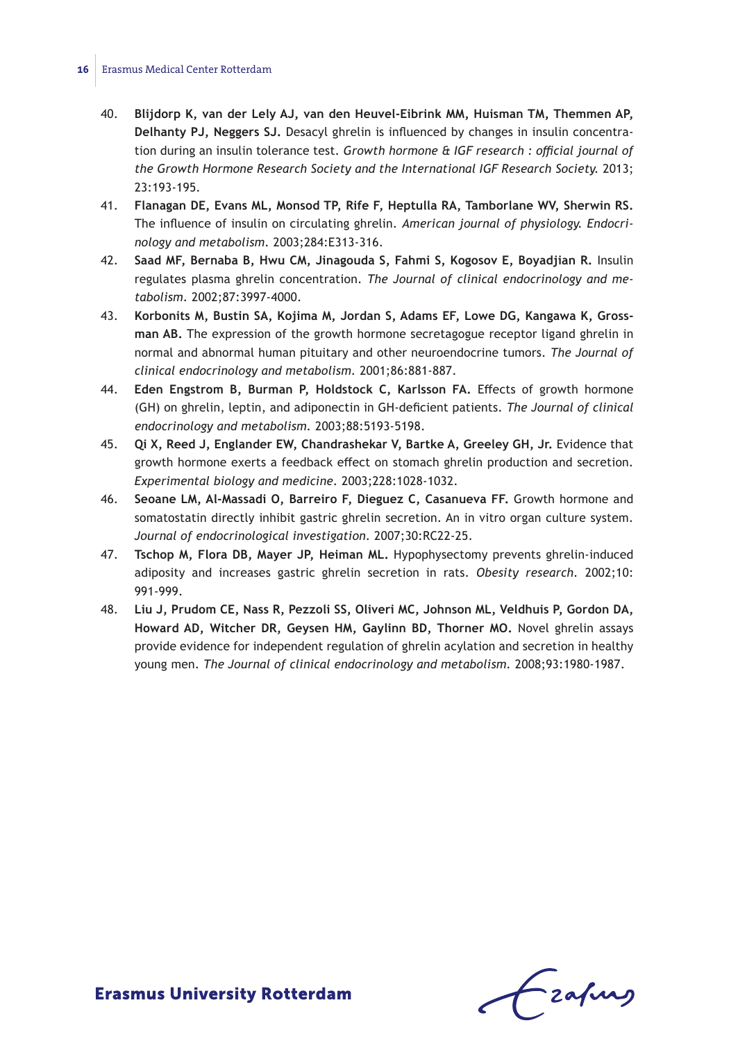40. **Blijdorp K, van der Lely AJ, van den Heuvel-Eibrink MM, Huisman TM, Themmen AP, Delhanty PJ, Neggers SJ.** Desacyl ghrelin is influenced by changes in insulin concentration during an insulin tolerance test. *Growth hormone & IGF research : official journal of the Growth Hormone Research Society and the International IGF Research Society.* 2013; 23:193-195.
41. **Flanagan DE, Evans ML, Monsod TP, Rife F, Heptulla RA, Tamborlane WV, Sherwin RS.** The influence of insulin on circulating ghrelin. *American journal of physiology. Endocrinology and metabolism.* 2003;284:E313-316.
42. **Saad MF, Bernaba B, Hwu CM, Jinagouda S, Fahmi S, Kogosov E, Boyadjian R.** Insulin regulates plasma ghrelin concentration. *The Journal of clinical endocrinology and metabolism.* 2002;87:3997-4000.
43. **Korbonits M, Bustin SA, Kojima M, Jordan S, Adams EF, Lowe DG, Kangawa K, Grossman AB.** The expression of the growth hormone secretagogue receptor ligand ghrelin in normal and abnormal human pituitary and other neuroendocrine tumors. *The Journal of clinical endocrinology and metabolism.* 2001;86:881-887.
44. **Eden Engstrom B, Burman P, Holdstock C, Karlsson FA.** Effects of growth hormone (GH) on ghrelin, leptin, and adiponectin in GH-deficient patients. *The Journal of clinical endocrinology and metabolism.* 2003;88:5193-5198.
45. **Qi X, Reed J, Englander EW, Chandrashekar V, Bartke A, Greeley GH, Jr.** Evidence that growth hormone exerts a feedback effect on stomach ghrelin production and secretion. *Experimental biology and medicine.* 2003;228:1028-1032.
46. **Seoane LM, Al-Massadi O, Barreiro F, Dieguez C, Casanueva FF.** Growth hormone and somatostatin directly inhibit gastric ghrelin secretion. An in vitro organ culture system. *Journal of endocrinological investigation.* 2007;30:RC22-25.
47. **Tschop M, Flora DB, Mayer JP, Heiman ML.** Hypophysectomy prevents ghrelin-induced adiposity and increases gastric ghrelin secretion in rats. *Obesity research.* 2002;10: 991-999.
48. **Liu J, Prudom CE, Nass R, Pezzoli SS, Oliveri MC, Johnson ML, Veldhuis P, Gordon DA, Howard AD, Witcher DR, Geysen HM, Gaylinn BD, Thorner MO.** Novel ghrelin assays provide evidence for independent regulation of ghrelin acylation and secretion in healthy young men. *The Journal of clinical endocrinology and metabolism.* 2008;93:1980-1987.